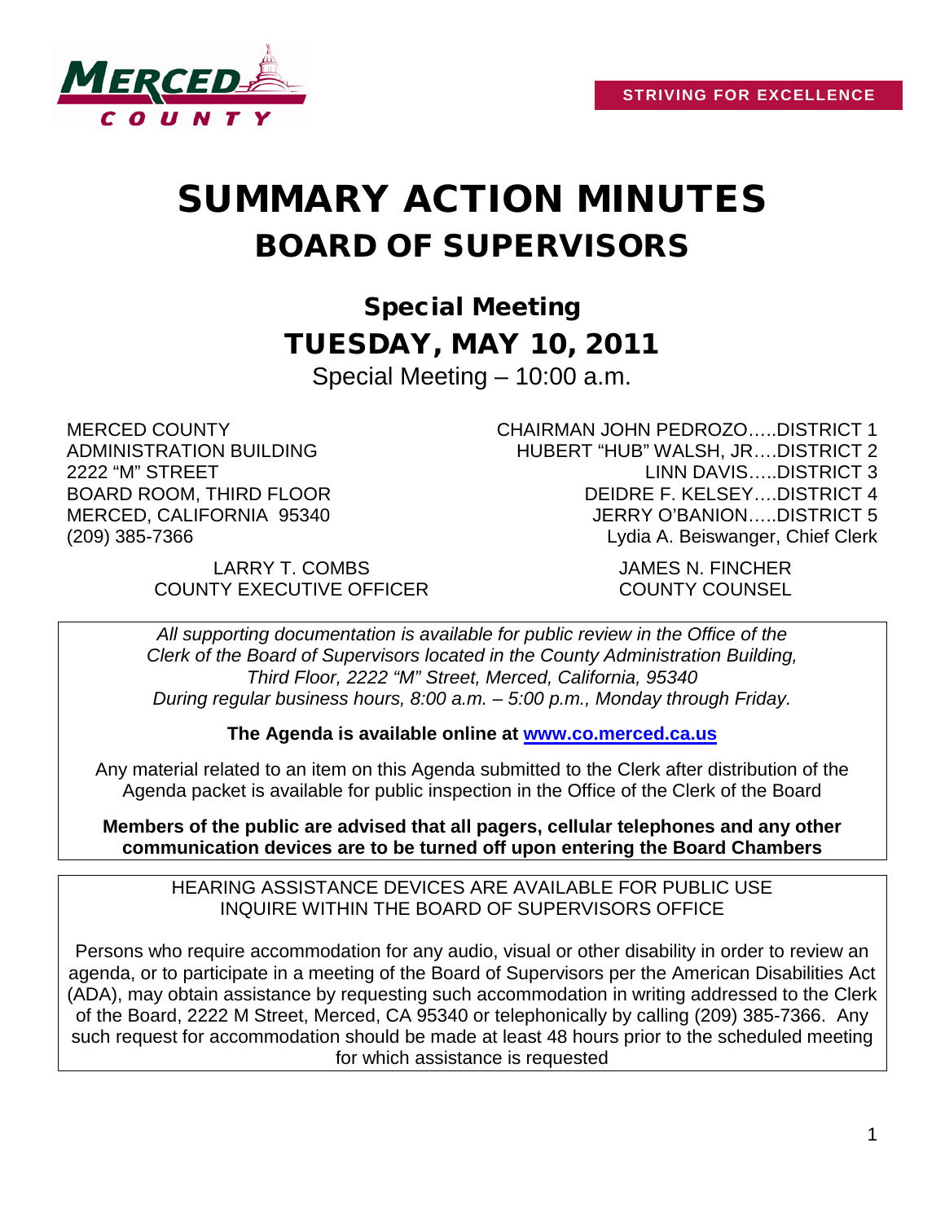MERCED COUNTY

STRIVING FOR EXCELLENCE

# SUMMARY ACTION MINUTES
## BOARD OF SUPERVISORS

### Special Meeting
### TUESDAY, MAY 10, 2011

Special Meeting – 10:00 a.m.

MERCED COUNTY
ADMINISTRATION BUILDING
2222 "M" STREET
BOARD ROOM, THIRD FLOOR
MERCED, CALIFORNIA 95340
(209) 385-7366

CHAIRMAN JOHN PEDROZO…..DISTRICT 1
HUBERT "HUB" WALSH, JR….DISTRICT 2
LINN DAVIS…..DISTRICT 3
DEIDRE F. KELSEY….DISTRICT 4
JERRY O'BANION…..DISTRICT 5
Lydia A. Beiswanger, Chief Clerk

LARRY T. COMBS
COUNTY EXECUTIVE OFFICER

JAMES N. FINCHER
COUNTY COUNSEL

*All supporting documentation is available for public review in the Office of the Clerk of the Board of Supervisors located in the County Administration Building, Third Floor, 2222 "M" Street, Merced, California, 95340 During regular business hours, 8:00 a.m. – 5:00 p.m., Monday through Friday.*

**The Agenda is available online at www.co.merced.ca.us**

Any material related to an item on this Agenda submitted to the Clerk after distribution of the Agenda packet is available for public inspection in the Office of the Clerk of the Board

**Members of the public are advised that all pagers, cellular telephones and any other communication devices are to be turned off upon entering the Board Chambers**

HEARING ASSISTANCE DEVICES ARE AVAILABLE FOR PUBLIC USE
INQUIRE WITHIN THE BOARD OF SUPERVISORS OFFICE

Persons who require accommodation for any audio, visual or other disability in order to review an agenda, or to participate in a meeting of the Board of Supervisors per the American Disabilities Act (ADA), may obtain assistance by requesting such accommodation in writing addressed to the Clerk of the Board, 2222 M Street, Merced, CA 95340 or telephonically by calling (209) 385-7366. Any such request for accommodation should be made at least 48 hours prior to the scheduled meeting for which assistance is requested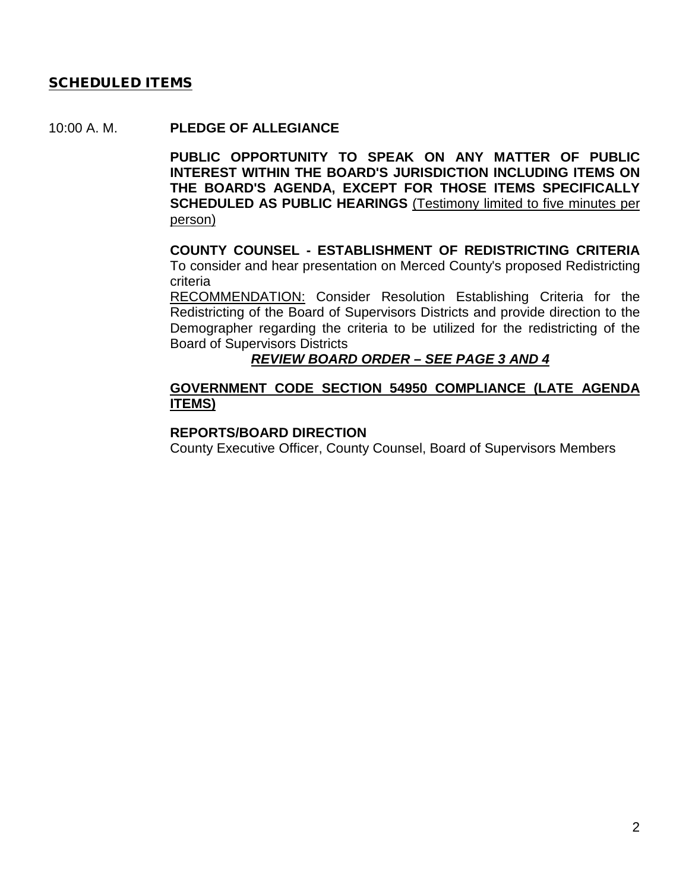## SCHEDULED ITEMS

10:00 A. M. **PLEDGE OF ALLEGIANCE**

**PUBLIC OPPORTUNITY TO SPEAK ON ANY MATTER OF PUBLIC INTEREST WITHIN THE BOARD'S JURISDICTION INCLUDING ITEMS ON THE BOARD'S AGENDA, EXCEPT FOR THOSE ITEMS SPECIFICALLY SCHEDULED AS PUBLIC HEARINGS** (Testimony limited to five minutes per person)

**COUNTY COUNSEL - ESTABLISHMENT OF REDISTRICTING CRITERIA**
To consider and hear presentation on Merced County's proposed Redistricting criteria
RECOMMENDATION: Consider Resolution Establishing Criteria for the Redistricting of the Board of Supervisors Districts and provide direction to the Demographer regarding the criteria to be utilized for the redistricting of the Board of Supervisors Districts

***REVIEW BOARD ORDER – SEE PAGE 3 AND 4***

**GOVERNMENT CODE SECTION 54950 COMPLIANCE (LATE AGENDA ITEMS)**

**REPORTS/BOARD DIRECTION**
County Executive Officer, County Counsel, Board of Supervisors Members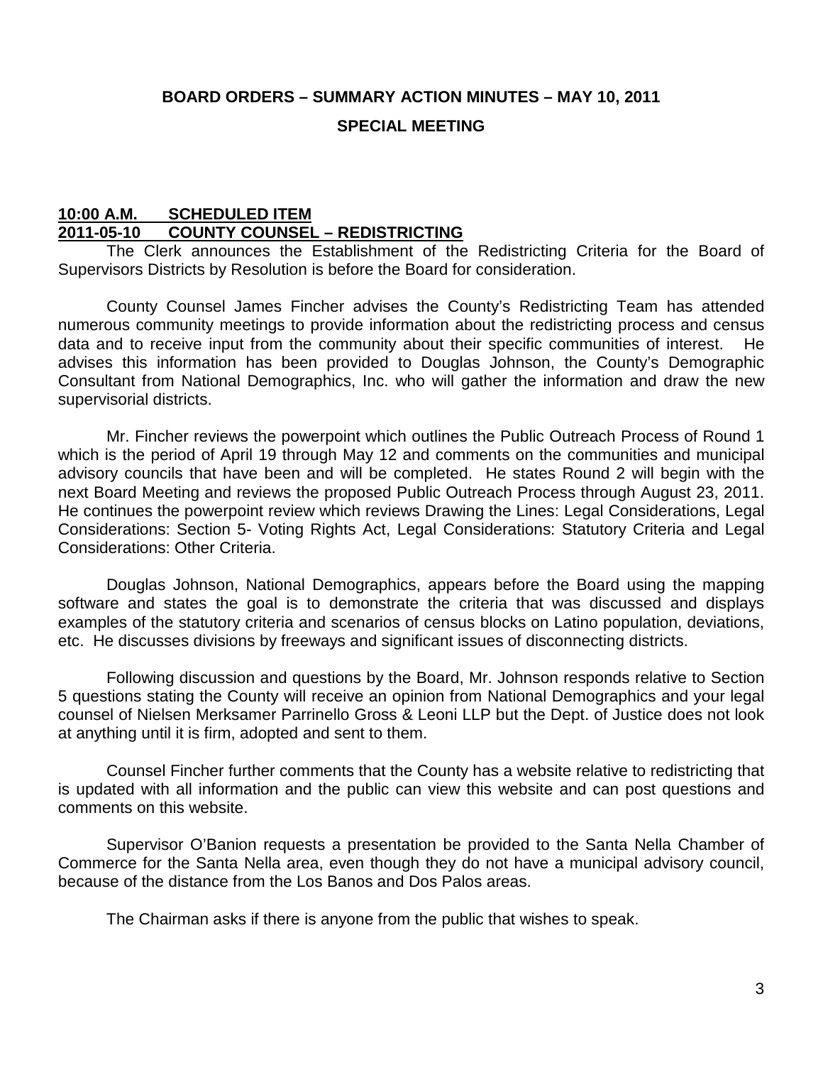# BOARD ORDERS – SUMMARY ACTION MINUTES – MAY 10, 2011

## SPECIAL MEETING

**10:00 A.M. SCHEDULED ITEM**
**2011-05-10 COUNTY COUNSEL – REDISTRICTING**

The Clerk announces the Establishment of the Redistricting Criteria for the Board of Supervisors Districts by Resolution is before the Board for consideration.

County Counsel James Fincher advises the County's Redistricting Team has attended numerous community meetings to provide information about the redistricting process and census data and to receive input from the community about their specific communities of interest. He advises this information has been provided to Douglas Johnson, the County's Demographic Consultant from National Demographics, Inc. who will gather the information and draw the new supervisorial districts.

Mr. Fincher reviews the powerpoint which outlines the Public Outreach Process of Round 1 which is the period of April 19 through May 12 and comments on the communities and municipal advisory councils that have been and will be completed. He states Round 2 will begin with the next Board Meeting and reviews the proposed Public Outreach Process through August 23, 2011. He continues the powerpoint review which reviews Drawing the Lines: Legal Considerations, Legal Considerations: Section 5- Voting Rights Act, Legal Considerations: Statutory Criteria and Legal Considerations: Other Criteria.

Douglas Johnson, National Demographics, appears before the Board using the mapping software and states the goal is to demonstrate the criteria that was discussed and displays examples of the statutory criteria and scenarios of census blocks on Latino population, deviations, etc. He discusses divisions by freeways and significant issues of disconnecting districts.

Following discussion and questions by the Board, Mr. Johnson responds relative to Section 5 questions stating the County will receive an opinion from National Demographics and your legal counsel of Nielsen Merksamer Parrinello Gross & Leoni LLP but the Dept. of Justice does not look at anything until it is firm, adopted and sent to them.

Counsel Fincher further comments that the County has a website relative to redistricting that is updated with all information and the public can view this website and can post questions and comments on this website.

Supervisor O'Banion requests a presentation be provided to the Santa Nella Chamber of Commerce for the Santa Nella area, even though they do not have a municipal advisory council, because of the distance from the Los Banos and Dos Palos areas.

The Chairman asks if there is anyone from the public that wishes to speak.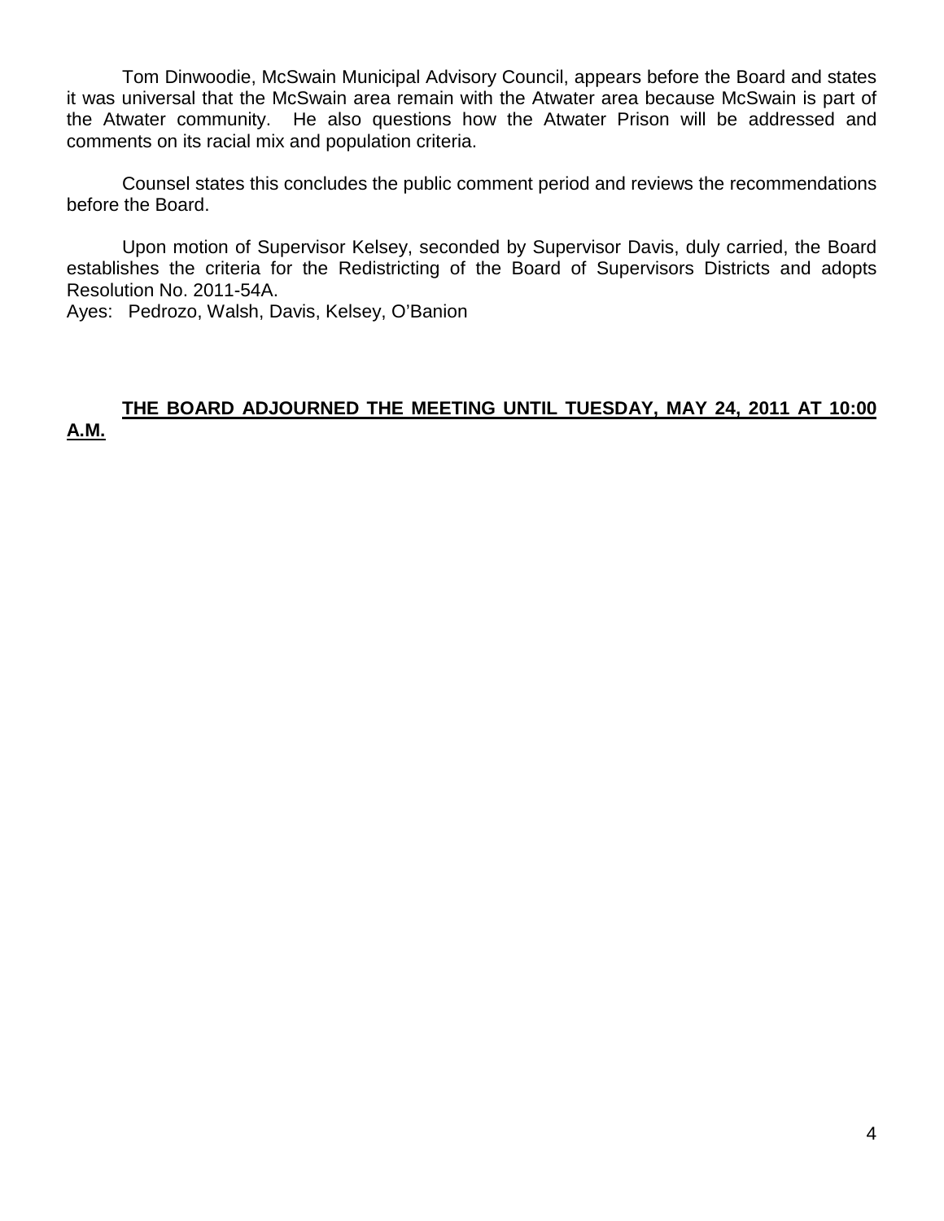Tom Dinwoodie, McSwain Municipal Advisory Council, appears before the Board and states it was universal that the McSwain area remain with the Atwater area because McSwain is part of the Atwater community. He also questions how the Atwater Prison will be addressed and comments on its racial mix and population criteria.

Counsel states this concludes the public comment period and reviews the recommendations before the Board.

Upon motion of Supervisor Kelsey, seconded by Supervisor Davis, duly carried, the Board establishes the criteria for the Redistricting of the Board of Supervisors Districts and adopts Resolution No. 2011-54A.
Ayes: Pedrozo, Walsh, Davis, Kelsey, O'Banion

**THE BOARD ADJOURNED THE MEETING UNTIL TUESDAY, MAY 24, 2011 AT 10:00 A.M.**